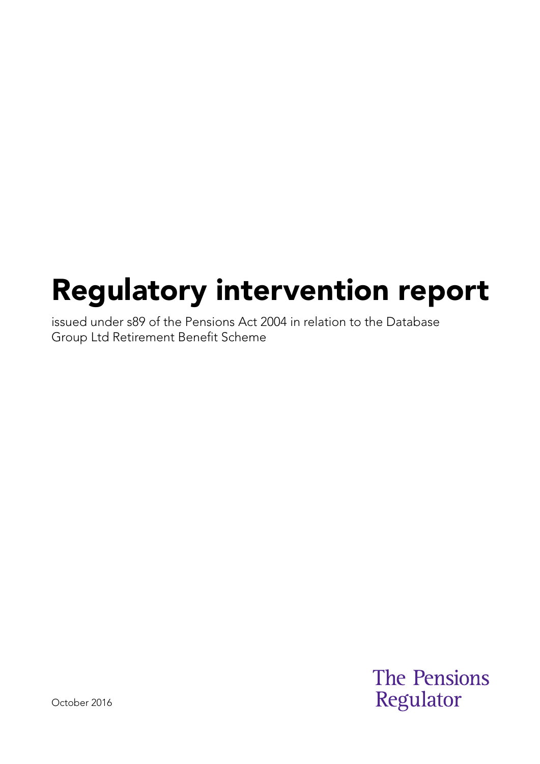# Regulatory intervention report

issued under s89 of the Pensions Act 2004 in relation to the Database Group Ltd Retirement Benefit Scheme

October 2016

The Pensions Regulator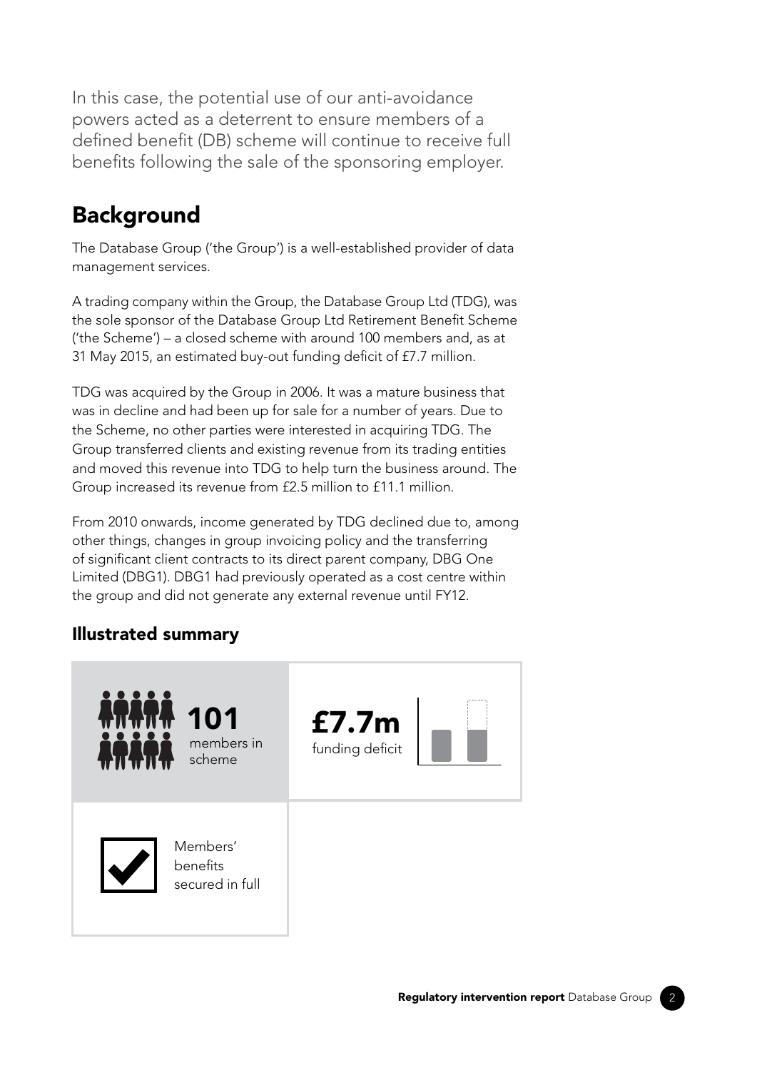In this case, the potential use of our anti-avoidance powers acted as a deterrent to ensure members of a defined benefit (DB) scheme will continue to receive full benefits following the sale of the sponsoring employer.

## Background

The Database Group ('the Group') is a well-established provider of data management services.

A trading company within the Group, the Database Group Ltd (TDG), was the sole sponsor of the Database Group Ltd Retirement Benefit Scheme ('the Scheme') – a closed scheme with around 100 members and, as at 31 May 2015, an estimated buy-out funding deficit of £7.7 million.

TDG was acquired by the Group in 2006. It was a mature business that was in decline and had been up for sale for a number of years. Due to the Scheme, no other parties were interested in acquiring TDG. The Group transferred clients and existing revenue from its trading entities and moved this revenue into TDG to help turn the business around. The Group increased its revenue from £2.5 million to £11.1 million.

From 2010 onwards, income generated by TDG declined due to, among other things, changes in group invoicing policy and the transferring of significant client contracts to its direct parent company, DBG One Limited (DBG1). DBG1 had previously operated as a cost centre within the group and did not generate any external revenue until FY12.

### Illustrated summary

**101** members in scheme

**£7.7m** funding deficit

Members' benefits secured in full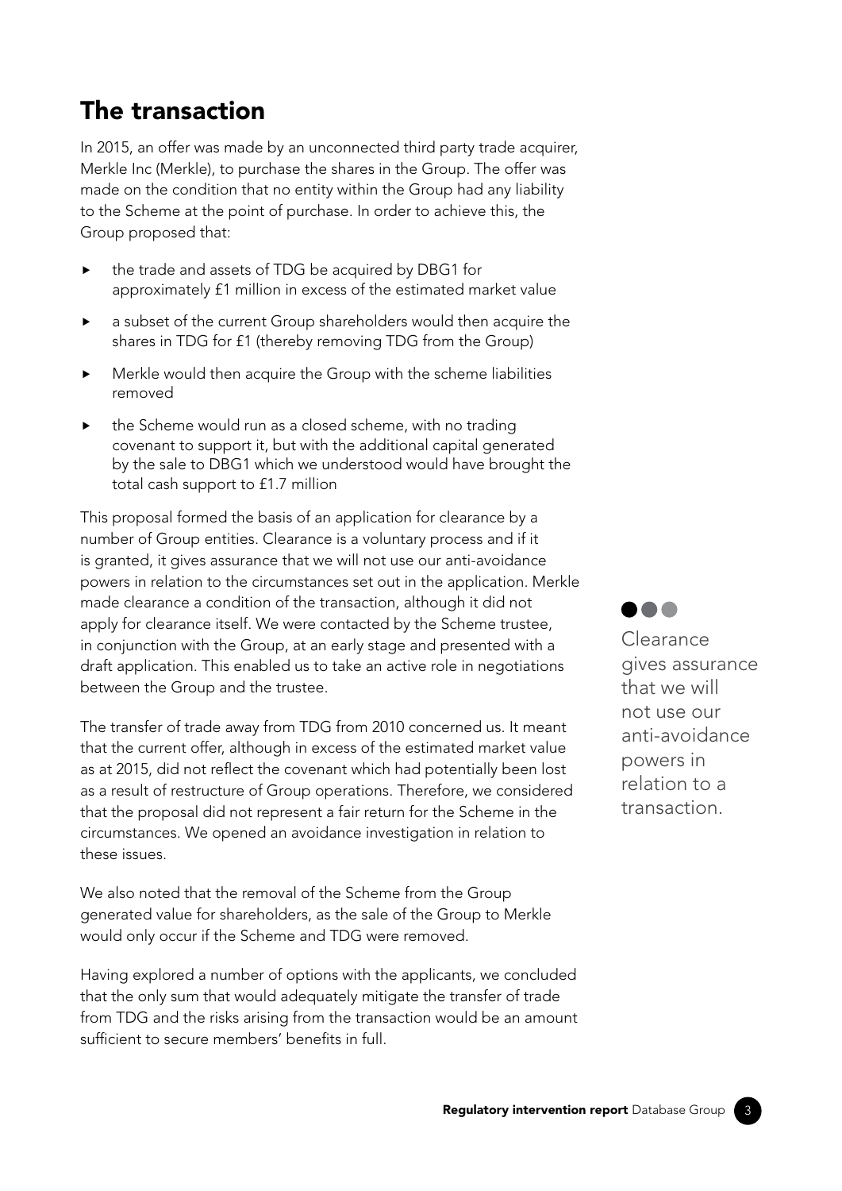## The transaction

In 2015, an offer was made by an unconnected third party trade acquirer, Merkle Inc (Merkle), to purchase the shares in the Group. The offer was made on the condition that no entity within the Group had any liability to the Scheme at the point of purchase. In order to achieve this, the Group proposed that:

- the trade and assets of TDG be acquired by DBG1 for approximately £1 million in excess of the estimated market value
- a subset of the current Group shareholders would then acquire the shares in TDG for £1 (thereby removing TDG from the Group)
- Merkle would then acquire the Group with the scheme liabilities removed
- the Scheme would run as a closed scheme, with no trading covenant to support it, but with the additional capital generated by the sale to DBG1 which we understood would have brought the total cash support to £1.7 million

This proposal formed the basis of an application for clearance by a number of Group entities. Clearance is a voluntary process and if it is granted, it gives assurance that we will not use our anti-avoidance powers in relation to the circumstances set out in the application. Merkle made clearance a condition of the transaction, although it did not apply for clearance itself. We were contacted by the Scheme trustee, in conjunction with the Group, at an early stage and presented with a draft application. This enabled us to take an active role in negotiations between the Group and the trustee.

> Clearance gives assurance that we will not use our anti-avoidance powers in relation to a transaction.

The transfer of trade away from TDG from 2010 concerned us. It meant that the current offer, although in excess of the estimated market value as at 2015, did not reflect the covenant which had potentially been lost as a result of restructure of Group operations. Therefore, we considered that the proposal did not represent a fair return for the Scheme in the circumstances. We opened an avoidance investigation in relation to these issues.

We also noted that the removal of the Scheme from the Group generated value for shareholders, as the sale of the Group to Merkle would only occur if the Scheme and TDG were removed.

Having explored a number of options with the applicants, we concluded that the only sum that would adequately mitigate the transfer of trade from TDG and the risks arising from the transaction would be an amount sufficient to secure members' benefits in full.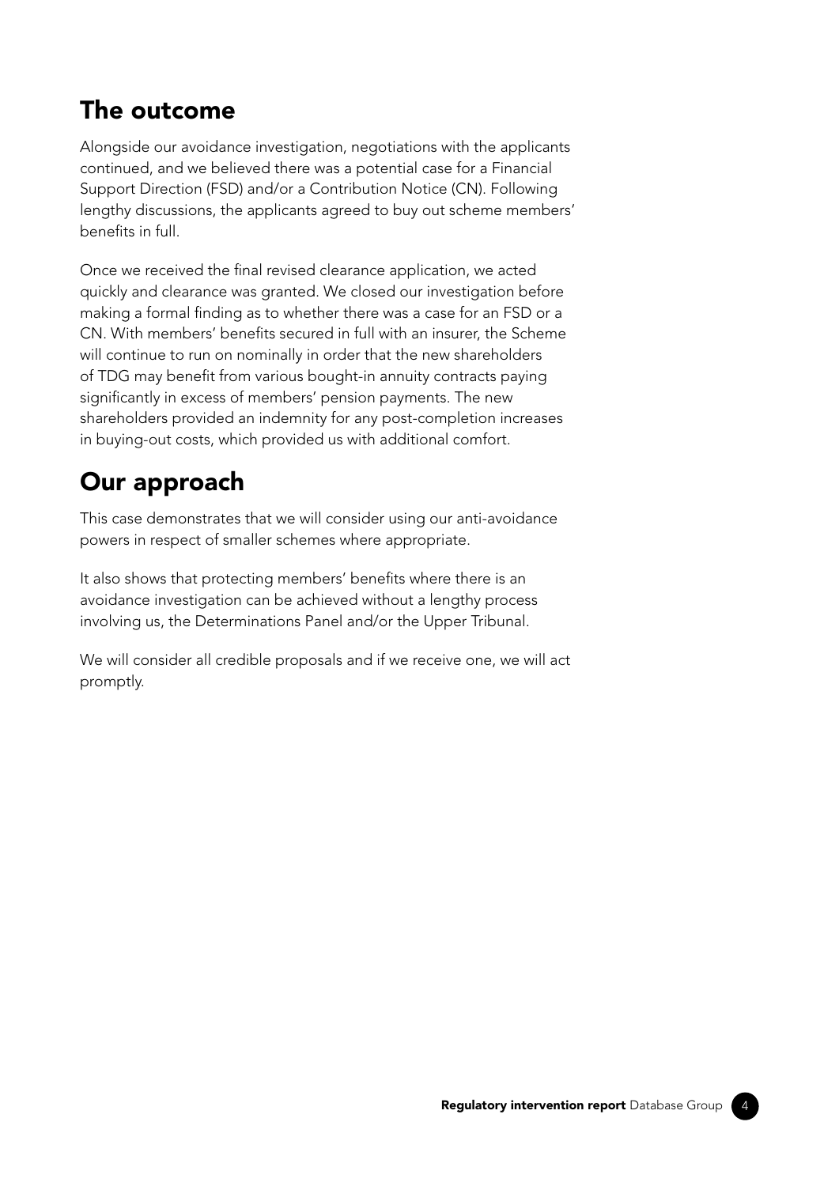## The outcome

Alongside our avoidance investigation, negotiations with the applicants continued, and we believed there was a potential case for a Financial Support Direction (FSD) and/or a Contribution Notice (CN). Following lengthy discussions, the applicants agreed to buy out scheme members' benefits in full.

Once we received the final revised clearance application, we acted quickly and clearance was granted. We closed our investigation before making a formal finding as to whether there was a case for an FSD or a CN. With members' benefits secured in full with an insurer, the Scheme will continue to run on nominally in order that the new shareholders of TDG may benefit from various bought-in annuity contracts paying significantly in excess of members' pension payments. The new shareholders provided an indemnity for any post-completion increases in buying-out costs, which provided us with additional comfort.

## Our approach

This case demonstrates that we will consider using our anti-avoidance powers in respect of smaller schemes where appropriate.

It also shows that protecting members' benefits where there is an avoidance investigation can be achieved without a lengthy process involving us, the Determinations Panel and/or the Upper Tribunal.

We will consider all credible proposals and if we receive one, we will act promptly.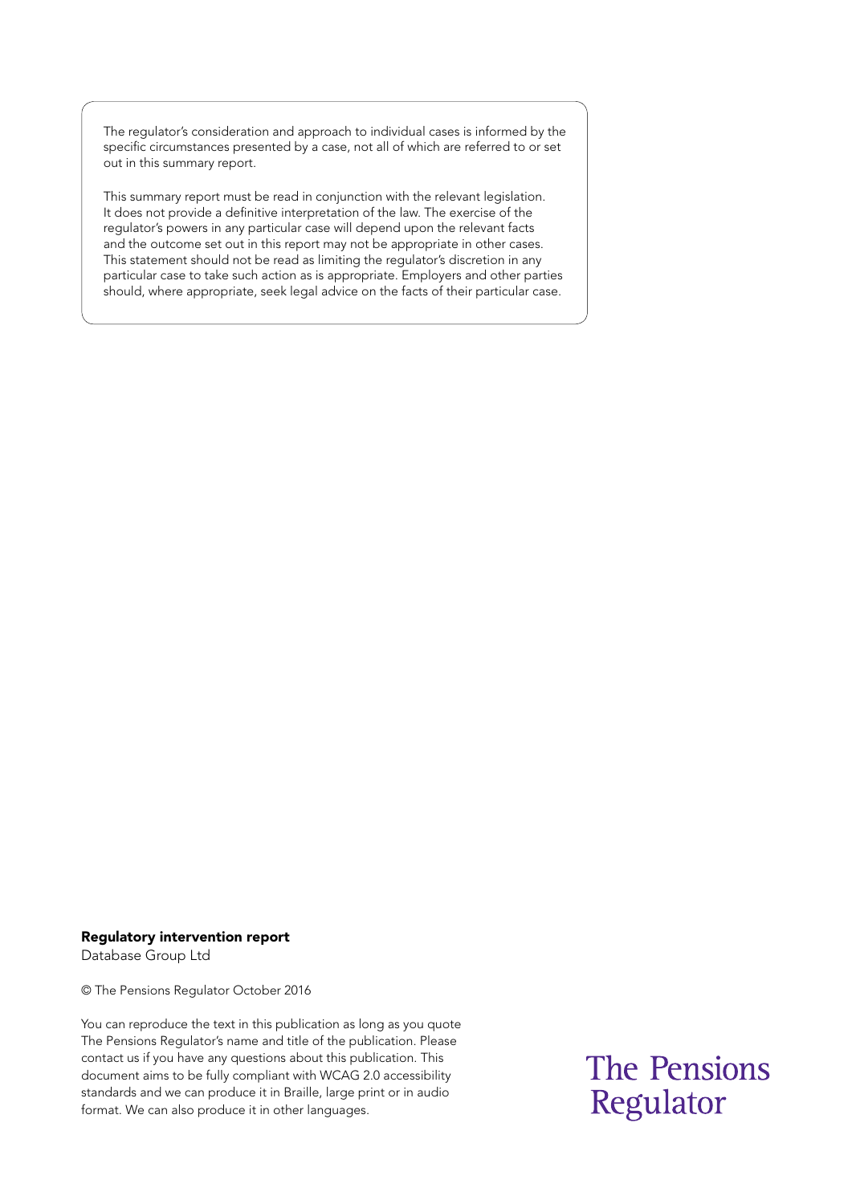The regulator's consideration and approach to individual cases is informed by the specific circumstances presented by a case, not all of which are referred to or set out in this summary report.

This summary report must be read in conjunction with the relevant legislation. It does not provide a definitive interpretation of the law. The exercise of the regulator's powers in any particular case will depend upon the relevant facts and the outcome set out in this report may not be appropriate in other cases. This statement should not be read as limiting the regulator's discretion in any particular case to take such action as is appropriate. Employers and other parties should, where appropriate, seek legal advice on the facts of their particular case.

**Regulatory intervention report**
Database Group Ltd

© The Pensions Regulator October 2016

You can reproduce the text in this publication as long as you quote The Pensions Regulator's name and title of the publication. Please contact us if you have any questions about this publication. This document aims to be fully compliant with WCAG 2.0 accessibility standards and we can produce it in Braille, large print or in audio format. We can also produce it in other languages.

The Pensions Regulator